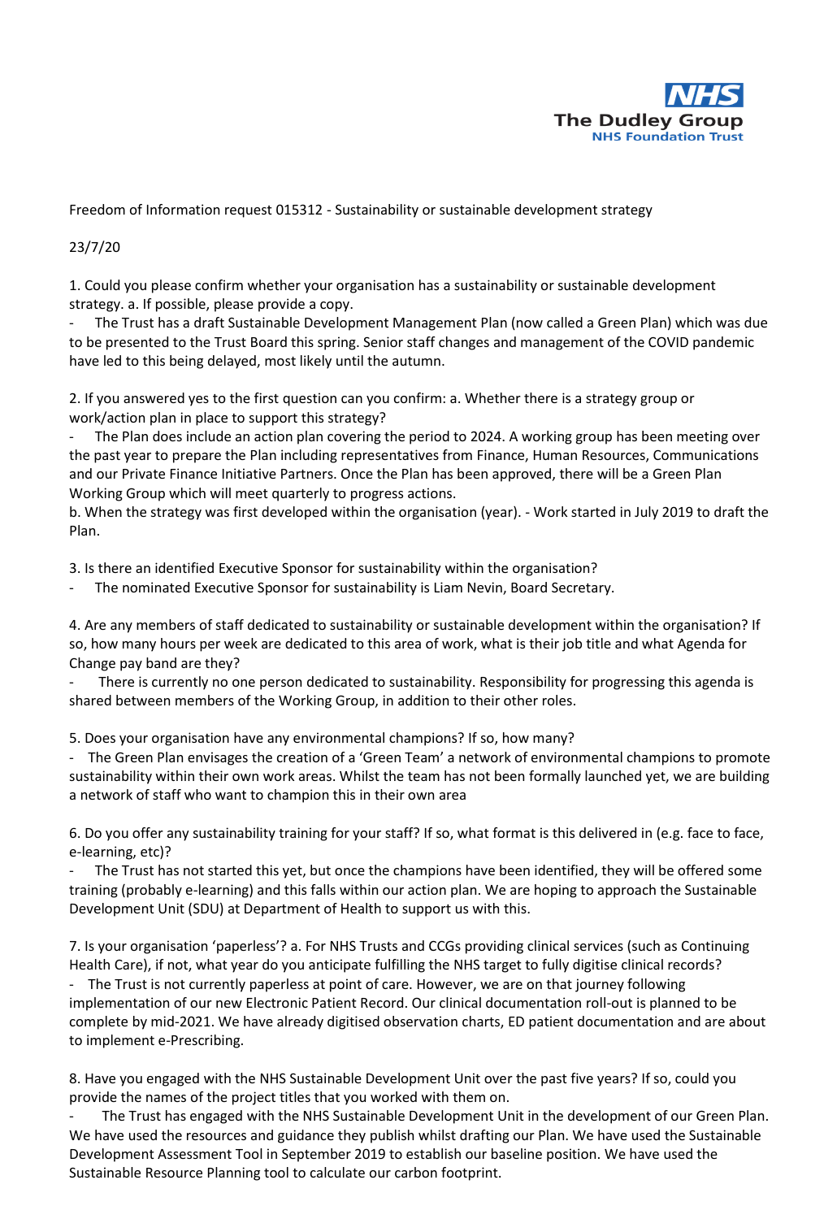The Dudley Group NHS Foundation Trust

Freedom of Information request 015312 - Sustainability or sustainable development strategy

23/7/20

1. Could you please confirm whether your organisation has a sustainability or sustainable development strategy. a. If possible, please provide a copy.
   - The Trust has a draft Sustainable Development Management Plan (now called a Green Plan) which was due to be presented to the Trust Board this spring. Senior staff changes and management of the COVID pandemic have led to this being delayed, most likely until the autumn.

2. If you answered yes to the first question can you confirm: a. Whether there is a strategy group or work/action plan in place to support this strategy?
   - The Plan does include an action plan covering the period to 2024. A working group has been meeting over the past year to prepare the Plan including representatives from Finance, Human Resources, Communications and our Private Finance Initiative Partners. Once the Plan has been approved, there will be a Green Plan Working Group which will meet quarterly to progress actions.

   b. When the strategy was first developed within the organisation (year). - Work started in July 2019 to draft the Plan.

3. Is there an identified Executive Sponsor for sustainability within the organisation?
   - The nominated Executive Sponsor for sustainability is Liam Nevin, Board Secretary.

4. Are any members of staff dedicated to sustainability or sustainable development within the organisation? If so, how many hours per week are dedicated to this area of work, what is their job title and what Agenda for Change pay band are they?
   - There is currently no one person dedicated to sustainability. Responsibility for progressing this agenda is shared between members of the Working Group, in addition to their other roles.

5. Does your organisation have any environmental champions? If so, how many?
   - The Green Plan envisages the creation of a 'Green Team' a network of environmental champions to promote sustainability within their own work areas. Whilst the team has not been formally launched yet, we are building a network of staff who want to champion this in their own area

6. Do you offer any sustainability training for your staff? If so, what format is this delivered in (e.g. face to face, e-learning, etc)?
   - The Trust has not started this yet, but once the champions have been identified, they will be offered some training (probably e-learning) and this falls within our action plan. We are hoping to approach the Sustainable Development Unit (SDU) at Department of Health to support us with this.

7. Is your organisation 'paperless'? a. For NHS Trusts and CCGs providing clinical services (such as Continuing Health Care), if not, what year do you anticipate fulfilling the NHS target to fully digitise clinical records?
   - The Trust is not currently paperless at point of care. However, we are on that journey following implementation of our new Electronic Patient Record. Our clinical documentation roll-out is planned to be complete by mid-2021. We have already digitised observation charts, ED patient documentation and are about to implement e-Prescribing.

8. Have you engaged with the NHS Sustainable Development Unit over the past five years? If so, could you provide the names of the project titles that you worked with them on.
   - The Trust has engaged with the NHS Sustainable Development Unit in the development of our Green Plan. We have used the resources and guidance they publish whilst drafting our Plan. We have used the Sustainable Development Assessment Tool in September 2019 to establish our baseline position. We have used the Sustainable Resource Planning tool to calculate our carbon footprint.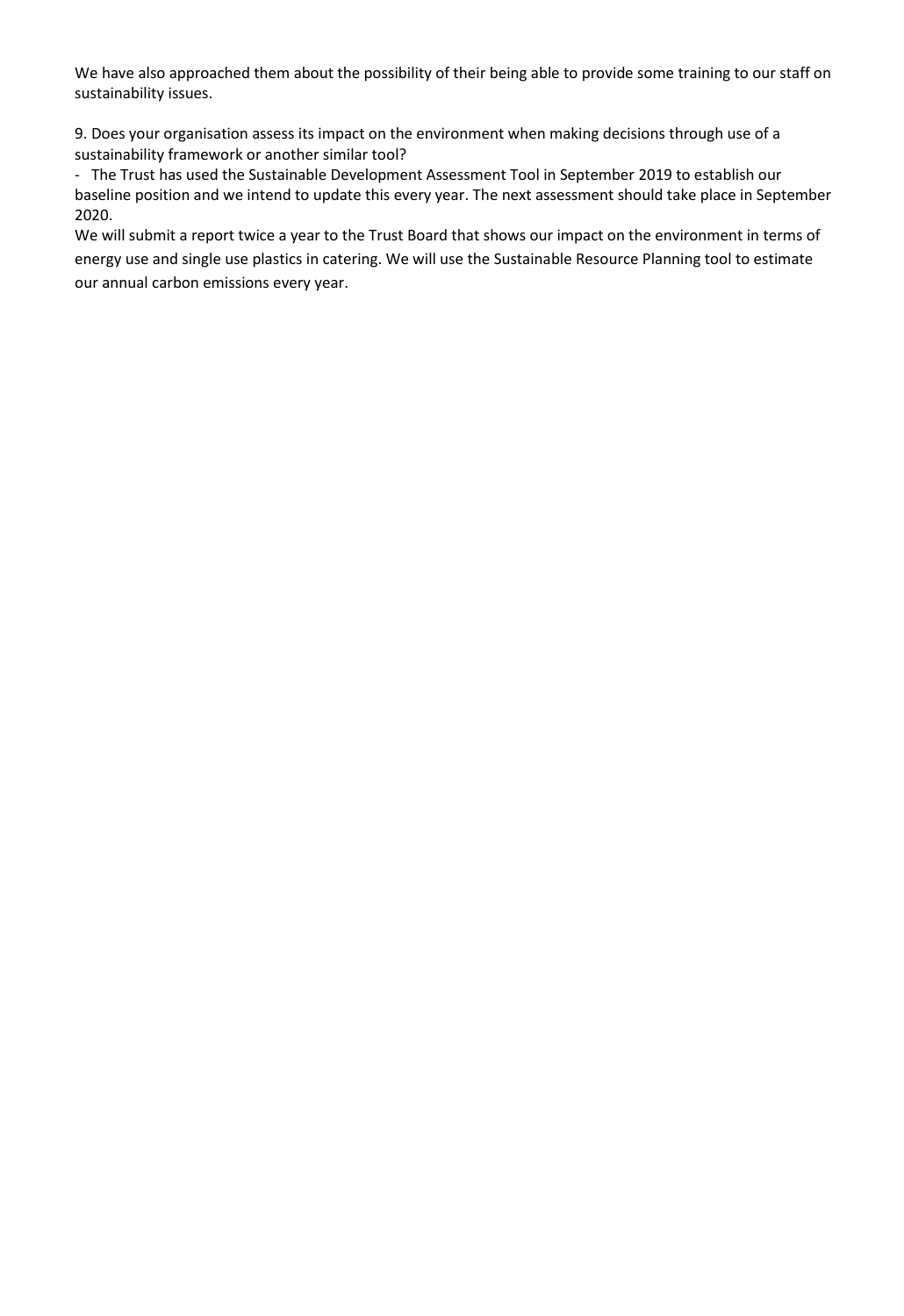We have also approached them about the possibility of their being able to provide some training to our staff on sustainability issues.

9. Does your organisation assess its impact on the environment when making decisions through use of a sustainability framework or another similar tool?

- The Trust has used the Sustainable Development Assessment Tool in September 2019 to establish our baseline position and we intend to update this every year. The next assessment should take place in September 2020.

We will submit a report twice a year to the Trust Board that shows our impact on the environment in terms of energy use and single use plastics in catering. We will use the Sustainable Resource Planning tool to estimate our annual carbon emissions every year.